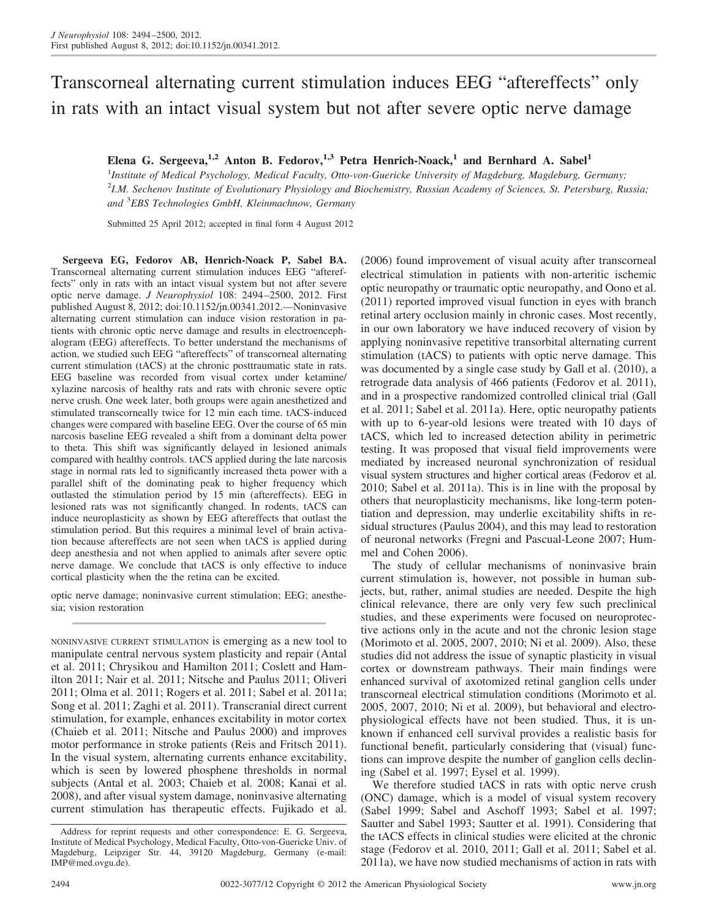# Transcorneal alternating current stimulation induces EEG "aftereffects" only in rats with an intact visual system but not after severe optic nerve damage

**Elena G. Sergeeva,[1,2] Anton B. Fedorov,[1,3] Petra Henrich-Noack,[1] and Bernhard A. Sabel[1]**

[1]*Institute of Medical Psychology, Medical Faculty, Otto-von-Guericke University of Magdeburg, Magdeburg, Germany;* [2]*I.M. Sechenov Institute of Evolutionary Physiology and Biochemistry, Russian Academy of Sciences, St. Petersburg, Russia; and* [3]*EBS Technologies GmbH, Kleinmachnow, Germany*

Submitted 25 April 2012; accepted in final form 4 August 2012

**Sergeeva EG, Fedorov AB, Henrich-Noack P, Sabel BA.** Transcorneal alternating current stimulation induces EEG "aftereffects" only in rats with an intact visual system but not after severe optic nerve damage. *J Neurophysiol* 108: 2494–2500, 2012. First published August 8, 2012; doi:10.1152/jn.00341.2012.—Noninvasive alternating current stimulation can induce vision restoration in patients with chronic optic nerve damage and results in electroencephalogram (EEG) aftereffects. To better understand the mechanisms of action, we studied such EEG "aftereffects" of transcorneal alternating current stimulation (tACS) at the chronic posttraumatic state in rats. EEG baseline was recorded from visual cortex under ketamine/xylazine narcosis of healthy rats and rats with chronic severe optic nerve crush. One week later, both groups were again anesthetized and stimulated transcorneally twice for 12 min each time. tACS-induced changes were compared with baseline EEG. Over the course of 65 min narcosis baseline EEG revealed a shift from a dominant delta power to theta. This shift was significantly delayed in lesioned animals compared with healthy controls. tACS applied during the late narcosis stage in normal rats led to significantly increased theta power with a parallel shift of the dominating peak to higher frequency which outlasted the stimulation period by 15 min (aftereffects). EEG in lesioned rats was not significantly changed. In rodents, tACS can induce neuroplasticity as shown by EEG aftereffects that outlast the stimulation period. But this requires a minimal level of brain activation because aftereffects are not seen when tACS is applied during deep anesthesia and not when applied to animals after severe optic nerve damage. We conclude that tACS is only effective to induce cortical plasticity when the the retina can be excited.

optic nerve damage; noninvasive current stimulation; EEG; anesthesia; vision restoration

---

NONINVASIVE CURRENT STIMULATION is emerging as a new tool to manipulate central nervous system plasticity and repair (Antal et al. 2011; Chrysikou and Hamilton 2011; Coslett and Hamilton 2011; Nair et al. 2011; Nitsche and Paulus 2011; Oliveri 2011; Olma et al. 2011; Rogers et al. 2011; Sabel et al. 2011a; Song et al. 2011; Zaghi et al. 2011). Transcranial direct current stimulation, for example, enhances excitability in motor cortex (Chaieb et al. 2011; Nitsche and Paulus 2000) and improves motor performance in stroke patients (Reis and Fritsch 2011). In the visual system, alternating currents enhance excitability, which is seen by lowered phosphene thresholds in normal subjects (Antal et al. 2003; Chaieb et al. 2008; Kanai et al. 2008), and after visual system damage, noninvasive alternating current stimulation has therapeutic effects. Fujikado et al. (2006) found improvement of visual acuity after transcorneal electrical stimulation in patients with non-arteritic ischemic optic neuropathy or traumatic optic neuropathy, and Oono et al. (2011) reported improved visual function in eyes with branch retinal artery occlusion mainly in chronic cases. Most recently, in our own laboratory we have induced recovery of vision by applying noninvasive repetitive transorbital alternating current stimulation (tACS) to patients with optic nerve damage. This was documented by a single case study by Gall et al. (2010), a retrograde data analysis of 466 patients (Fedorov et al. 2011), and in a prospective randomized controlled clinical trial (Gall et al. 2011; Sabel et al. 2011a). Here, optic neuropathy patients with up to 6-year-old lesions were treated with 10 days of tACS, which led to increased detection ability in perimetric testing. It was proposed that visual field improvements were mediated by increased neuronal synchronization of residual visual system structures and higher cortical areas (Fedorov et al. 2010; Sabel et al. 2011a). This is in line with the proposal by others that neuroplasticity mechanisms, like long-term potentiation and depression, may underlie excitability shifts in residual structures (Paulus 2004), and this may lead to restoration of neuronal networks (Fregni and Pascual-Leone 2007; Hummel and Cohen 2006).

The study of cellular mechanisms of noninvasive brain current stimulation is, however, not possible in human subjects, but, rather, animal studies are needed. Despite the high clinical relevance, there are only very few such preclinical studies, and these experiments were focused on neuroprotective actions only in the acute and not the chronic lesion stage (Morimoto et al. 2005, 2007, 2010; Ni et al. 2009). Also, these studies did not address the issue of synaptic plasticity in visual cortex or downstream pathways. Their main findings were enhanced survival of axotomized retinal ganglion cells under transcorneal electrical stimulation conditions (Morimoto et al. 2005, 2007, 2010; Ni et al. 2009), but behavioral and electrophysiological effects have not been studied. Thus, it is unknown if enhanced cell survival provides a realistic basis for functional benefit, particularly considering that (visual) functions can improve despite the number of ganglion cells declining (Sabel et al. 1997; Eysel et al. 1999).

We therefore studied tACS in rats with optic nerve crush (ONC) damage, which is a model of visual system recovery (Sabel 1999; Sabel and Aschoff 1993; Sabel et al. 1997; Sautter and Sabel 1993; Sautter et al. 1991). Considering that the tACS effects in clinical studies were elicited at the chronic stage (Fedorov et al. 2010, 2011; Gall et al. 2011; Sabel et al. 2011a), we have now studied mechanisms of action in rats with

Address for reprint requests and other correspondence: E. G. Sergeeva, Institute of Medical Psychology, Medical Faculty, Otto-von-Guericke Univ. of Magdeburg, Leipziger Str. 44, 39120 Magdeburg, Germany (e-mail: IMP@med.ovgu.de).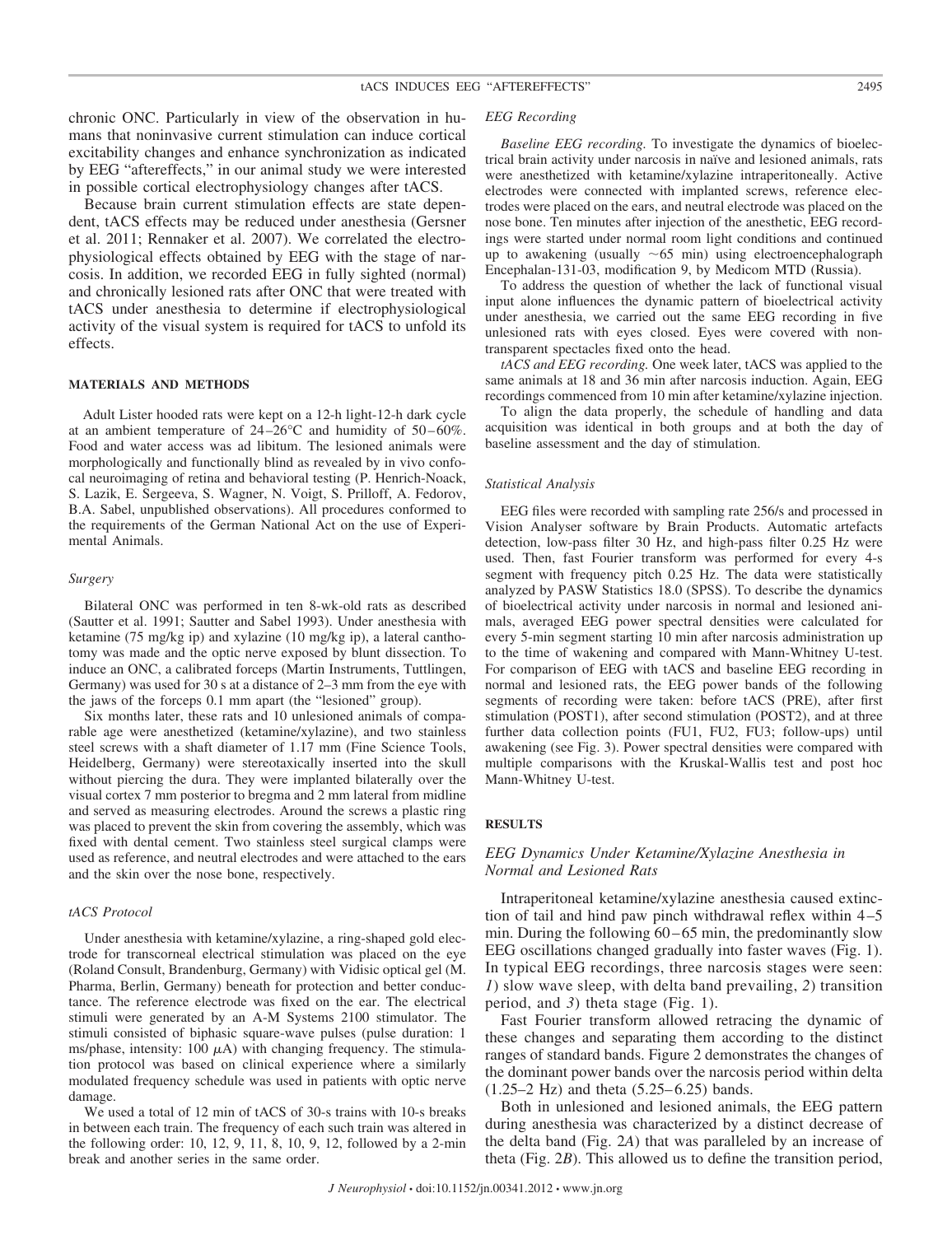chronic ONC. Particularly in view of the observation in humans that noninvasive current stimulation can induce cortical excitability changes and enhance synchronization as indicated by EEG "aftereffects," in our animal study we were interested in possible cortical electrophysiology changes after tACS.

Because brain current stimulation effects are state dependent, tACS effects may be reduced under anesthesia (Gersner et al. 2011; Rennaker et al. 2007). We correlated the electrophysiological effects obtained by EEG with the stage of narcosis. In addition, we recorded EEG in fully sighted (normal) and chronically lesioned rats after ONC that were treated with tACS under anesthesia to determine if electrophysiological activity of the visual system is required for tACS to unfold its effects.

## MATERIALS AND METHODS

Adult Lister hooded rats were kept on a 12-h light-12-h dark cycle at an ambient temperature of 24–26°C and humidity of 50–60%. Food and water access was ad libitum. The lesioned animals were morphologically and functionally blind as revealed by in vivo confocal neuroimaging of retina and behavioral testing (P. Henrich-Noack, S. Lazik, E. Sergeeva, S. Wagner, N. Voigt, S. Prilloff, A. Fedorov, B.A. Sabel, unpublished observations). All procedures conformed to the requirements of the German National Act on the use of Experimental Animals.

### *Surgery*

Bilateral ONC was performed in ten 8-wk-old rats as described (Sautter et al. 1991; Sautter and Sabel 1993). Under anesthesia with ketamine (75 mg/kg ip) and xylazine (10 mg/kg ip), a lateral canthotomy was made and the optic nerve exposed by blunt dissection. To induce an ONC, a calibrated forceps (Martin Instruments, Tuttlingen, Germany) was used for 30 s at a distance of 2–3 mm from the eye with the jaws of the forceps 0.1 mm apart (the "lesioned" group).

Six months later, these rats and 10 unlesioned animals of comparable age were anesthetized (ketamine/xylazine), and two stainless steel screws with a shaft diameter of 1.17 mm (Fine Science Tools, Heidelberg, Germany) were stereotaxically inserted into the skull without piercing the dura. They were implanted bilaterally over the visual cortex 7 mm posterior to bregma and 2 mm lateral from midline and served as measuring electrodes. Around the screws a plastic ring was placed to prevent the skin from covering the assembly, which was fixed with dental cement. Two stainless steel surgical clamps were used as reference, and neutral electrodes and were attached to the ears and the skin over the nose bone, respectively.

### *tACS Protocol*

Under anesthesia with ketamine/xylazine, a ring-shaped gold electrode for transcorneal electrical stimulation was placed on the eye (Roland Consult, Brandenburg, Germany) with Vidisic optical gel (M. Pharma, Berlin, Germany) beneath for protection and better conductance. The reference electrode was fixed on the ear. The electrical stimuli were generated by an A-M Systems 2100 stimulator. The stimuli consisted of biphasic square-wave pulses (pulse duration: 1 ms/phase, intensity: 100 $\mu$A) with changing frequency. The stimulation protocol was based on clinical experience where a similarly modulated frequency schedule was used in patients with optic nerve damage.

We used a total of 12 min of tACS of 30-s trains with 10-s breaks in between each train. The frequency of each such train was altered in the following order: 10, 12, 9, 11, 8, 10, 9, 12, followed by a 2-min break and another series in the same order.

### *EEG Recording*

*Baseline EEG recording.* To investigate the dynamics of bioelectrical brain activity under narcosis in naïve and lesioned animals, rats were anesthetized with ketamine/xylazine intraperitoneally. Active electrodes were connected with implanted screws, reference electrodes were placed on the ears, and neutral electrode was placed on the nose bone. Ten minutes after injection of the anesthetic, EEG recordings were started under normal room light conditions and continued up to awakening (usually ~65 min) using electroencephalograph Encephalan-131-03, modification 9, by Medicom MTD (Russia).

To address the question of whether the lack of functional visual input alone influences the dynamic pattern of bioelectrical activity under anesthesia, we carried out the same EEG recording in five unlesioned rats with eyes closed. Eyes were covered with nontransparent spectacles fixed onto the head.

*tACS and EEG recording.* One week later, tACS was applied to the same animals at 18 and 36 min after narcosis induction. Again, EEG recordings commenced from 10 min after ketamine/xylazine injection.

To align the data properly, the schedule of handling and data acquisition was identical in both groups and at both the day of baseline assessment and the day of stimulation.

### *Statistical Analysis*

EEG files were recorded with sampling rate 256/s and processed in Vision Analyser software by Brain Products. Automatic artefacts detection, low-pass filter 30 Hz, and high-pass filter 0.25 Hz were used. Then, fast Fourier transform was performed for every 4-s segment with frequency pitch 0.25 Hz. The data were statistically analyzed by PASW Statistics 18.0 (SPSS). To describe the dynamics of bioelectrical activity under narcosis in normal and lesioned animals, averaged EEG power spectral densities were calculated for every 5-min segment starting 10 min after narcosis administration up to the time of wakening and compared with Mann-Whitney U-test. For comparison of EEG with tACS and baseline EEG recording in normal and lesioned rats, the EEG power bands of the following segments of recording were taken: before tACS (PRE), after first stimulation (POST1), after second stimulation (POST2), and at three further data collection points (FU1, FU2, FU3; follow-ups) until awakening (see Fig. 3). Power spectral densities were compared with multiple comparisons with the Kruskal-Wallis test and post hoc Mann-Whitney U-test.

## RESULTS

### *EEG Dynamics Under Ketamine/Xylazine Anesthesia in Normal and Lesioned Rats*

Intraperitoneal ketamine/xylazine anesthesia caused extinction of tail and hind paw pinch withdrawal reflex within 4–5 min. During the following 60–65 min, the predominantly slow EEG oscillations changed gradually into faster waves (Fig. 1). In typical EEG recordings, three narcosis stages were seen: *1*) slow wave sleep, with delta band prevailing, *2*) transition period, and *3*) theta stage (Fig. 1).

Fast Fourier transform allowed retracing the dynamic of these changes and separating them according to the distinct ranges of standard bands. Figure 2 demonstrates the changes of the dominant power bands over the narcosis period within delta (1.25–2 Hz) and theta (5.25–6.25) bands.

Both in unlesioned and lesioned animals, the EEG pattern during anesthesia was characterized by a distinct decrease of the delta band (Fig. 2*A*) that was paralleled by an increase of theta (Fig. 2*B*). This allowed us to define the transition period,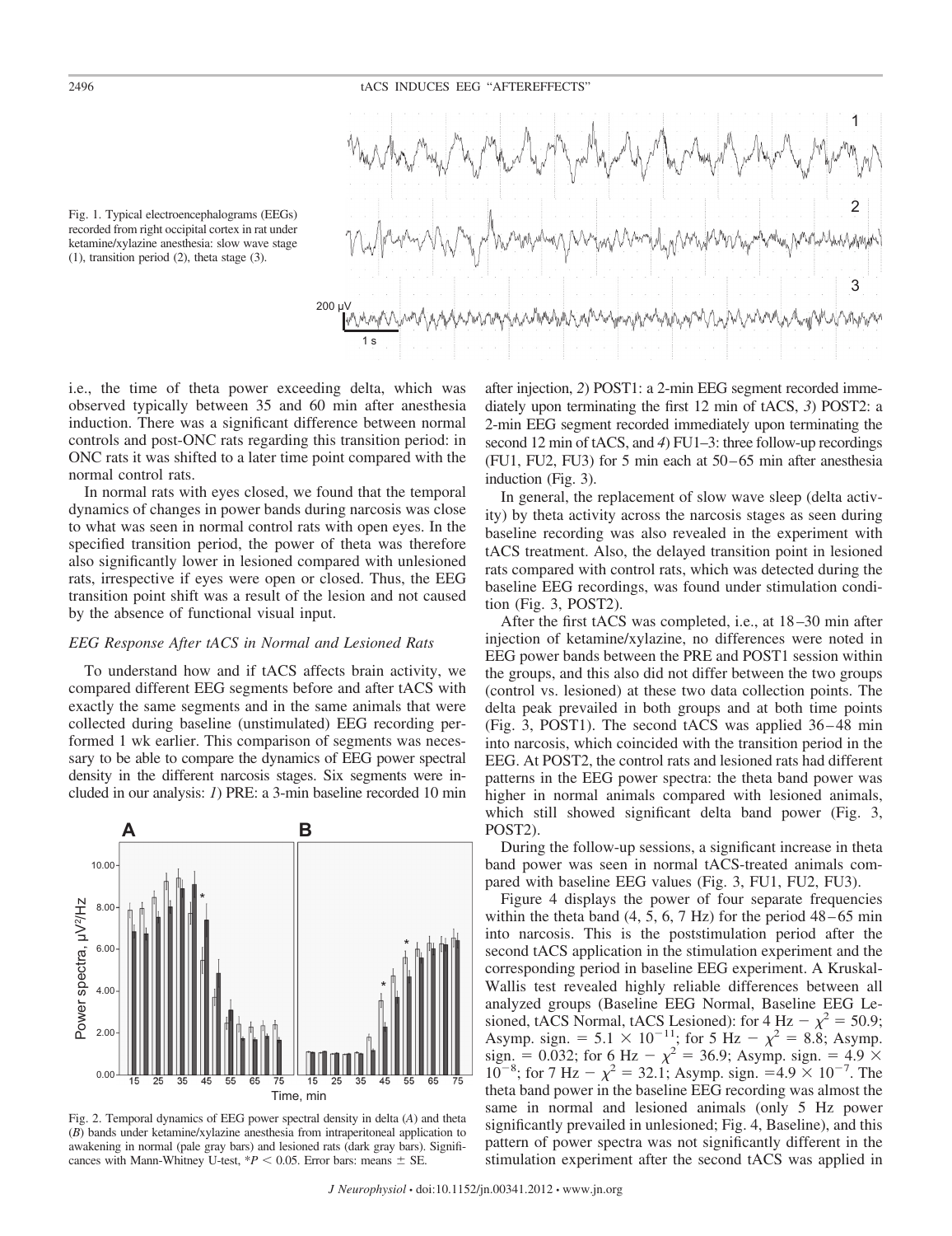Fig. 1. Typical electroencephalograms (EEGs) recorded from right occipital cortex in rat under ketamine/xylazine anesthesia: slow wave stage (1), transition period (2), theta stage (3).

i.e., the time of theta power exceeding delta, which was observed typically between 35 and 60 min after anesthesia induction. There was a significant difference between normal controls and post-ONC rats regarding this transition period: in ONC rats it was shifted to a later time point compared with the normal control rats.

In normal rats with eyes closed, we found that the temporal dynamics of changes in power bands during narcosis was close to what was seen in normal control rats with open eyes. In the specified transition period, the power of theta was therefore also significantly lower in lesioned compared with unlesioned rats, irrespective if eyes were open or closed. Thus, the EEG transition point shift was a result of the lesion and not caused by the absence of functional visual input.

### *EEG Response After tACS in Normal and Lesioned Rats*

To understand how and if tACS affects brain activity, we compared different EEG segments before and after tACS with exactly the same segments and in the same animals that were collected during baseline (unstimulated) EEG recording performed 1 wk earlier. This comparison of segments was necessary to be able to compare the dynamics of EEG power spectral density in the different narcosis stages. Six segments were included in our analysis: *1*) PRE: a 3-min baseline recorded 10 min after injection, *2*) POST1: a 2-min EEG segment recorded immediately upon terminating the first 12 min of tACS, *3*) POST2: a 2-min EEG segment recorded immediately upon terminating the second 12 min of tACS, and *4*) FU1–3: three follow-up recordings (FU1, FU2, FU3) for 5 min each at 50–65 min after anesthesia induction (Fig. 3).

Fig. 2. Temporal dynamics of EEG power spectral density in delta (*A*) and theta (*B*) bands under ketamine/xylazine anesthesia from intraperitoneal application to awakening in normal (pale gray bars) and lesioned rats (dark gray bars). Significances with Mann-Whitney U-test, $*P < 0.05$. Error bars: means ± SE.

In general, the replacement of slow wave sleep (delta activity) by theta activity across the narcosis stages as seen during baseline recording was also revealed in the experiment with tACS treatment. Also, the delayed transition point in lesioned rats compared with control rats, which was detected during the baseline EEG recordings, was found under stimulation condition (Fig. 3, POST2).

After the first tACS was completed, i.e., at 18–30 min after injection of ketamine/xylazine, no differences were noted in EEG power bands between the PRE and POST1 session within the groups, and this also did not differ between the two groups (control vs. lesioned) at these two data collection points. The delta peak prevailed in both groups and at both time points (Fig. 3, POST1). The second tACS was applied 36–48 min into narcosis, which coincided with the transition period in the EEG. At POST2, the control rats and lesioned rats had different patterns in the EEG power spectra: the theta band power was higher in normal animals compared with lesioned animals, which still showed significant delta band power (Fig. 3, POST2).

During the follow-up sessions, a significant increase in theta band power was seen in normal tACS-treated animals compared with baseline EEG values (Fig. 3, FU1, FU2, FU3).

Figure 4 displays the power of four separate frequencies within the theta band (4, 5, 6, 7 Hz) for the period 48–65 min into narcosis. This is the poststimulation period after the second tACS application in the stimulation experiment and the corresponding period in baseline EEG experiment. A Kruskal-Wallis test revealed highly reliable differences between all analyzed groups (Baseline EEG Normal, Baseline EEG Lesioned, tACS Normal, tACS Lesioned): for 4 Hz – $\chi^2 = 50.9$; Asymp. sign. = $5.1 \times 10^{-11}$; for 5 Hz – $\chi^2 = 8.8$; Asymp. sign. = 0.032; for 6 Hz – $\chi^2 = 36.9$; Asymp. sign. = $4.9 \times 10^{-8}$; for 7 Hz – $\chi^2 = 32.1$; Asymp. sign. = $4.9 \times 10^{-7}$. The theta band power in the baseline EEG recording was almost the same in normal and lesioned animals (only 5 Hz power significantly prevailed in unlesioned; Fig. 4, Baseline), and this pattern of power spectra was not significantly different in the stimulation experiment after the second tACS was applied in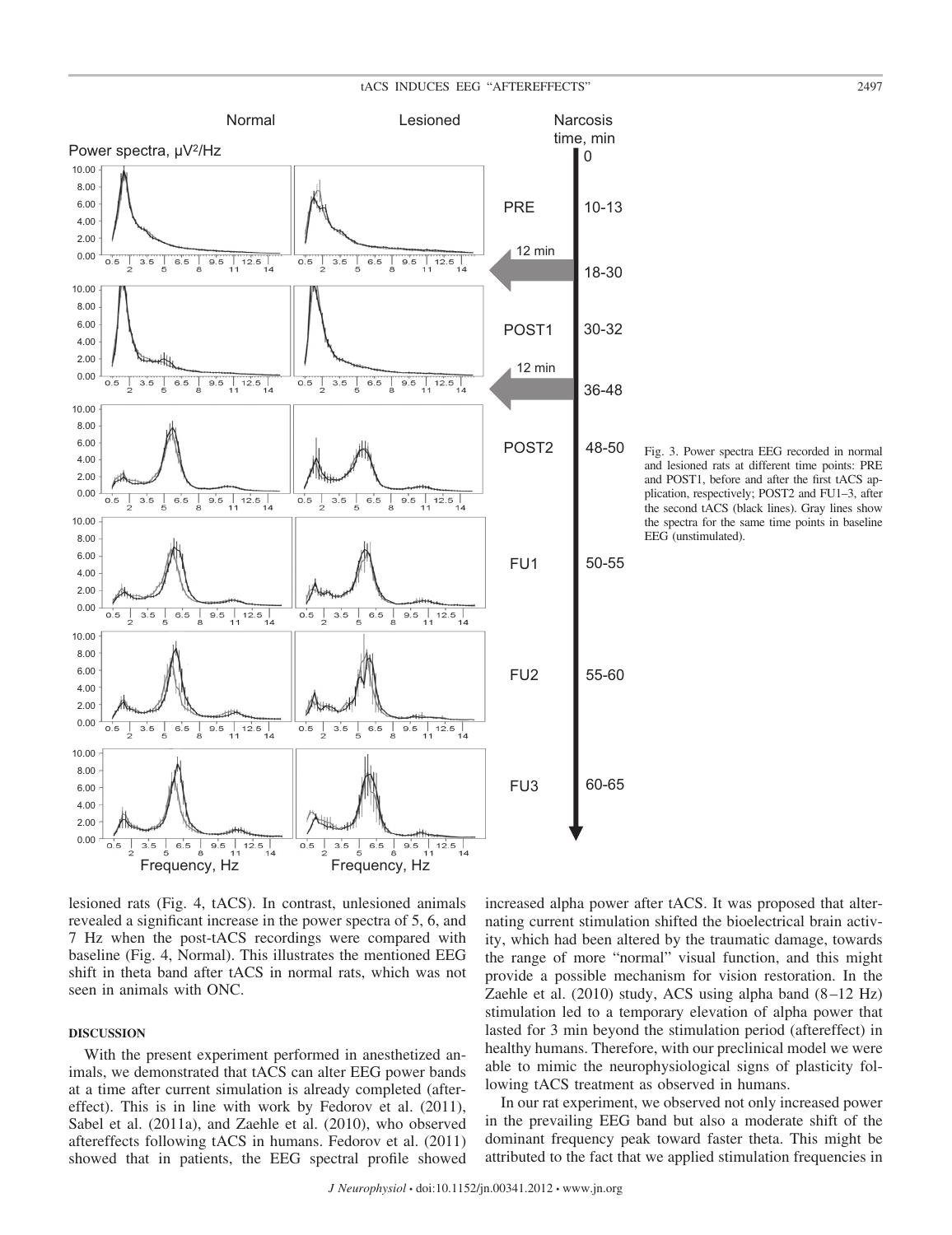Fig. 3. Power spectra EEG recorded in normal and lesioned rats at different time points: PRE and POST1, before and after the first tACS application, respectively; POST2 and FU1–3, after the second tACS (black lines). Gray lines show the spectra for the same time points in baseline EEG (unstimulated).

lesioned rats (Fig. 4, tACS). In contrast, unlesioned animals revealed a significant increase in the power spectra of 5, 6, and 7 Hz when the post-tACS recordings were compared with baseline (Fig. 4, Normal). This illustrates the mentioned EEG shift in theta band after tACS in normal rats, which was not seen in animals with ONC.

## DISCUSSION

With the present experiment performed in anesthetized animals, we demonstrated that tACS can alter EEG power bands at a time after current simulation is already completed (aftereffect). This is in line with work by Fedorov et al. (2011), Sabel et al. (2011a), and Zaehle et al. (2010), who observed aftereffects following tACS in humans. Fedorov et al. (2011) showed that in patients, the EEG spectral profile showed increased alpha power after tACS. It was proposed that alternating current stimulation shifted the bioelectrical brain activity, which had been altered by the traumatic damage, towards the range of more "normal" visual function, and this might provide a possible mechanism for vision restoration. In the Zaehle et al. (2010) study, ACS using alpha band (8–12 Hz) stimulation led to a temporary elevation of alpha power that lasted for 3 min beyond the stimulation period (aftereffect) in healthy humans. Therefore, with our preclinical model we were able to mimic the neurophysiological signs of plasticity following tACS treatment as observed in humans.

In our rat experiment, we observed not only increased power in the prevailing EEG band but also a moderate shift of the dominant frequency peak toward faster theta. This might be attributed to the fact that we applied stimulation frequencies in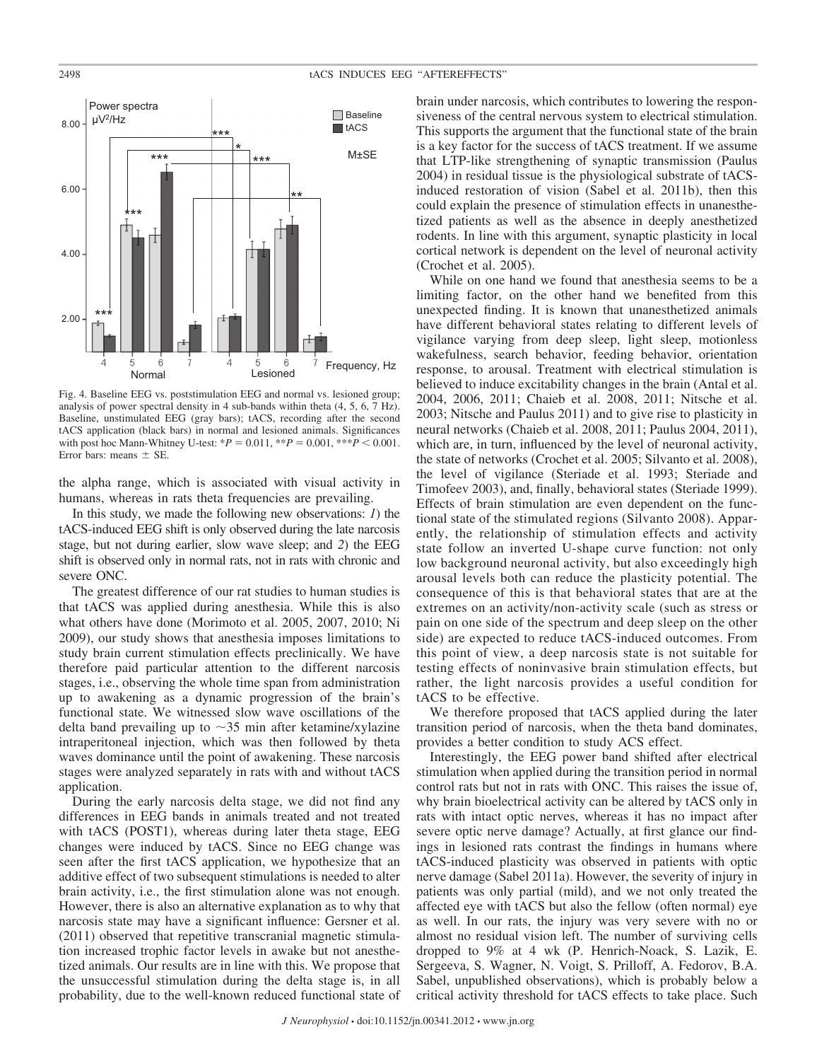Fig. 4. Baseline EEG vs. poststimulation EEG and normal vs. lesioned group; analysis of power spectral density in 4 sub-bands within theta (4, 5, 6, 7 Hz). Baseline, unstimulated EEG (gray bars); tACS, recording after the second tACS application (black bars) in normal and lesioned animals. Significances with post hoc Mann-Whitney U-test: $*P = 0.011$, $**P = 0.001$, $***P < 0.001$. Error bars: means ± SE.

the alpha range, which is associated with visual activity in humans, whereas in rats theta frequencies are prevailing.

In this study, we made the following new observations: *1*) the tACS-induced EEG shift is only observed during the late narcosis stage, but not during earlier, slow wave sleep; and *2*) the EEG shift is observed only in normal rats, not in rats with chronic and severe ONC.

The greatest difference of our rat studies to human studies is that tACS was applied during anesthesia. While this is also what others have done (Morimoto et al. 2005, 2007, 2010; Ni 2009), our study shows that anesthesia imposes limitations to study brain current stimulation effects preclinically. We have therefore paid particular attention to the different narcosis stages, i.e., observing the whole time span from administration up to awakening as a dynamic progression of the brain's functional state. We witnessed slow wave oscillations of the delta band prevailing up to ~35 min after ketamine/xylazine intraperitoneal injection, which was then followed by theta waves dominance until the point of awakening. These narcosis stages were analyzed separately in rats with and without tACS application.

During the early narcosis delta stage, we did not find any differences in EEG bands in animals treated and not treated with tACS (POST1), whereas during later theta stage, EEG changes were induced by tACS. Since no EEG change was seen after the first tACS application, we hypothesize that an additive effect of two subsequent stimulations is needed to alter brain activity, i.e., the first stimulation alone was not enough. However, there is also an alternative explanation as to why that narcosis state may have a significant influence: Gersner et al. (2011) observed that repetitive transcranial magnetic stimulation increased trophic factor levels in awake but not anesthetized animals. Our results are in line with this. We propose that the unsuccessful stimulation during the delta stage is, in all probability, due to the well-known reduced functional state of brain under narcosis, which contributes to lowering the responsiveness of the central nervous system to electrical stimulation. This supports the argument that the functional state of the brain is a key factor for the success of tACS treatment. If we assume that LTP-like strengthening of synaptic transmission (Paulus 2004) in residual tissue is the physiological substrate of tACS-induced restoration of vision (Sabel et al. 2011b), then this could explain the presence of stimulation effects in unanesthetized patients as well as the absence in deeply anesthetized rodents. In line with this argument, synaptic plasticity in local cortical network is dependent on the level of neuronal activity (Crochet et al. 2005).

While on one hand we found that anesthesia seems to be a limiting factor, on the other hand we benefited from this unexpected finding. It is known that unanesthetized animals have different behavioral states relating to different levels of vigilance varying from deep sleep, light sleep, motionless wakefulness, search behavior, feeding behavior, orientation response, to arousal. Treatment with electrical stimulation is believed to induce excitability changes in the brain (Antal et al. 2004, 2006, 2011; Chaieb et al. 2008, 2011; Nitsche et al. 2003; Nitsche and Paulus 2011) and to give rise to plasticity in neural networks (Chaieb et al. 2008, 2011; Paulus 2004, 2011), which are, in turn, influenced by the level of neuronal activity, the state of networks (Crochet et al. 2005; Silvanto et al. 2008), the level of vigilance (Steriade et al. 1993; Steriade and Timofeev 2003), and, finally, behavioral states (Steriade 1999). Effects of brain stimulation are even dependent on the functional state of the stimulated regions (Silvanto 2008). Apparently, the relationship of stimulation effects and activity state follow an inverted U-shape curve function: not only low background neuronal activity, but also exceedingly high arousal levels both can reduce the plasticity potential. The consequence of this is that behavioral states that are at the extremes on an activity/non-activity scale (such as stress or pain on one side of the spectrum and deep sleep on the other side) are expected to reduce tACS-induced outcomes. From this point of view, a deep narcosis state is not suitable for testing effects of noninvasive brain stimulation effects, but rather, the light narcosis provides a useful condition for tACS to be effective.

We therefore proposed that tACS applied during the later transition period of narcosis, when the theta band dominates, provides a better condition to study ACS effect.

Interestingly, the EEG power band shifted after electrical stimulation when applied during the transition period in normal control rats but not in rats with ONC. This raises the issue of, why brain bioelectrical activity can be altered by tACS only in rats with intact optic nerves, whereas it has no impact after severe optic nerve damage? Actually, at first glance our findings in lesioned rats contrast the findings in humans where tACS-induced plasticity was observed in patients with optic nerve damage (Sabel 2011a). However, the severity of injury in patients was only partial (mild), and we not only treated the affected eye with tACS but also the fellow (often normal) eye as well. In our rats, the injury was very severe with no or almost no residual vision left. The number of surviving cells dropped to 9% at 4 wk (P. Henrich-Noack, S. Lazik, E. Sergeeva, S. Wagner, N. Voigt, S. Prilloff, A. Fedorov, B.A. Sabel, unpublished observations), which is probably below a critical activity threshold for tACS effects to take place. Such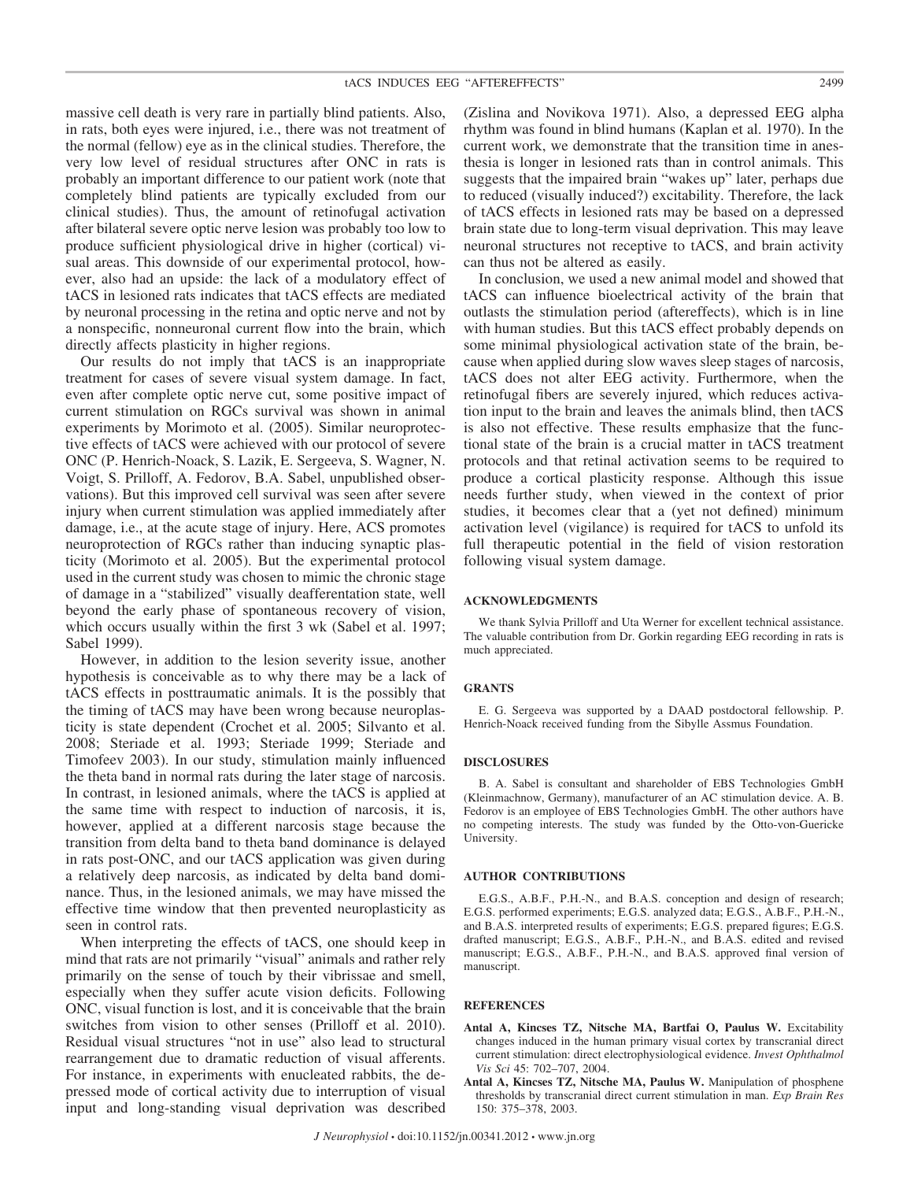massive cell death is very rare in partially blind patients. Also, in rats, both eyes were injured, i.e., there was not treatment of the normal (fellow) eye as in the clinical studies. Therefore, the very low level of residual structures after ONC in rats is probably an important difference to our patient work (note that completely blind patients are typically excluded from our clinical studies). Thus, the amount of retinofugal activation after bilateral severe optic nerve lesion was probably too low to produce sufficient physiological drive in higher (cortical) visual areas. This downside of our experimental protocol, however, also had an upside: the lack of a modulatory effect of tACS in lesioned rats indicates that tACS effects are mediated by neuronal processing in the retina and optic nerve and not by a nonspecific, nonneuronal current flow into the brain, which directly affects plasticity in higher regions.

Our results do not imply that tACS is an inappropriate treatment for cases of severe visual system damage. In fact, even after complete optic nerve cut, some positive impact of current stimulation on RGCs survival was shown in animal experiments by Morimoto et al. (2005). Similar neuroprotective effects of tACS were achieved with our protocol of severe ONC (P. Henrich-Noack, S. Lazik, E. Sergeeva, S. Wagner, N. Voigt, S. Prilloff, A. Fedorov, B.A. Sabel, unpublished observations). But this improved cell survival was seen after severe injury when current stimulation was applied immediately after damage, i.e., at the acute stage of injury. Here, ACS promotes neuroprotection of RGCs rather than inducing synaptic plasticity (Morimoto et al. 2005). But the experimental protocol used in the current study was chosen to mimic the chronic stage of damage in a "stabilized" visually deafferentation state, well beyond the early phase of spontaneous recovery of vision, which occurs usually within the first 3 wk (Sabel et al. 1997; Sabel 1999).

However, in addition to the lesion severity issue, another hypothesis is conceivable as to why there may be a lack of tACS effects in posttraumatic animals. It is the possibly that the timing of tACS may have been wrong because neuroplasticity is state dependent (Crochet et al. 2005; Silvanto et al. 2008; Steriade et al. 1993; Steriade 1999; Steriade and Timofeev 2003). In our study, stimulation mainly influenced the theta band in normal rats during the later stage of narcosis. In contrast, in lesioned animals, where the tACS is applied at the same time with respect to induction of narcosis, it is, however, applied at a different narcosis stage because the transition from delta band to theta band dominance is delayed in rats post-ONC, and our tACS application was given during a relatively deep narcosis, as indicated by delta band dominance. Thus, in the lesioned animals, we may have missed the effective time window that then prevented neuroplasticity as seen in control rats.

When interpreting the effects of tACS, one should keep in mind that rats are not primarily "visual" animals and rather rely primarily on the sense of touch by their vibrissae and smell, especially when they suffer acute vision deficits. Following ONC, visual function is lost, and it is conceivable that the brain switches from vision to other senses (Prilloff et al. 2010). Residual visual structures "not in use" also lead to structural rearrangement due to dramatic reduction of visual afferents. For instance, in experiments with enucleated rabbits, the depressed mode of cortical activity due to interruption of visual input and long-standing visual deprivation was described (Zislina and Novikova 1971). Also, a depressed EEG alpha rhythm was found in blind humans (Kaplan et al. 1970). In the current work, we demonstrate that the transition time in anesthesia is longer in lesioned rats than in control animals. This suggests that the impaired brain "wakes up" later, perhaps due to reduced (visually induced?) excitability. Therefore, the lack of tACS effects in lesioned rats may be based on a depressed brain state due to long-term visual deprivation. This may leave neuronal structures not receptive to tACS, and brain activity can thus not be altered as easily.

In conclusion, we used a new animal model and showed that tACS can influence bioelectrical activity of the brain that outlasts the stimulation period (aftereffects), which is in line with human studies. But this tACS effect probably depends on some minimal physiological activation state of the brain, because when applied during slow waves sleep stages of narcosis, tACS does not alter EEG activity. Furthermore, when the retinofugal fibers are severely injured, which reduces activation input to the brain and leaves the animals blind, then tACS is also not effective. These results emphasize that the functional state of the brain is a crucial matter in tACS treatment protocols and that retinal activation seems to be required to produce a cortical plasticity response. Although this issue needs further study, when viewed in the context of prior studies, it becomes clear that a (yet not defined) minimum activation level (vigilance) is required for tACS to unfold its full therapeutic potential in the field of vision restoration following visual system damage.

## ACKNOWLEDGMENTS

We thank Sylvia Prilloff and Uta Werner for excellent technical assistance. The valuable contribution from Dr. Gorkin regarding EEG recording in rats is much appreciated.

## GRANTS

E. G. Sergeeva was supported by a DAAD postdoctoral fellowship. P. Henrich-Noack received funding from the Sibylle Assmus Foundation.

## DISCLOSURES

B. A. Sabel is consultant and shareholder of EBS Technologies GmbH (Kleinmachnow, Germany), manufacturer of an AC stimulation device. A. B. Fedorov is an employee of EBS Technologies GmbH. The other authors have no competing interests. The study was funded by the Otto-von-Guericke University.

## AUTHOR CONTRIBUTIONS

E.G.S., A.B.F., P.H.-N., and B.A.S. conception and design of research; E.G.S. performed experiments; E.G.S. analyzed data; E.G.S., A.B.F., P.H.-N., and B.A.S. interpreted results of experiments; E.G.S. prepared figures; E.G.S. drafted manuscript; E.G.S., A.B.F., P.H.-N., and B.A.S. edited and revised manuscript; E.G.S., A.B.F., P.H.-N., and B.A.S. approved final version of manuscript.

## REFERENCES

**Antal A, Kincses TZ, Nitsche MA, Bartfai O, Paulus W.** Excitability changes induced in the human primary visual cortex by transcranial direct current stimulation: direct electrophysiological evidence. *Invest Ophthalmol Vis Sci* 45: 702–707, 2004.

**Antal A, Kincses TZ, Nitsche MA, Paulus W.** Manipulation of phosphene thresholds by transcranial direct current stimulation in man. *Exp Brain Res* 150: 375–378, 2003.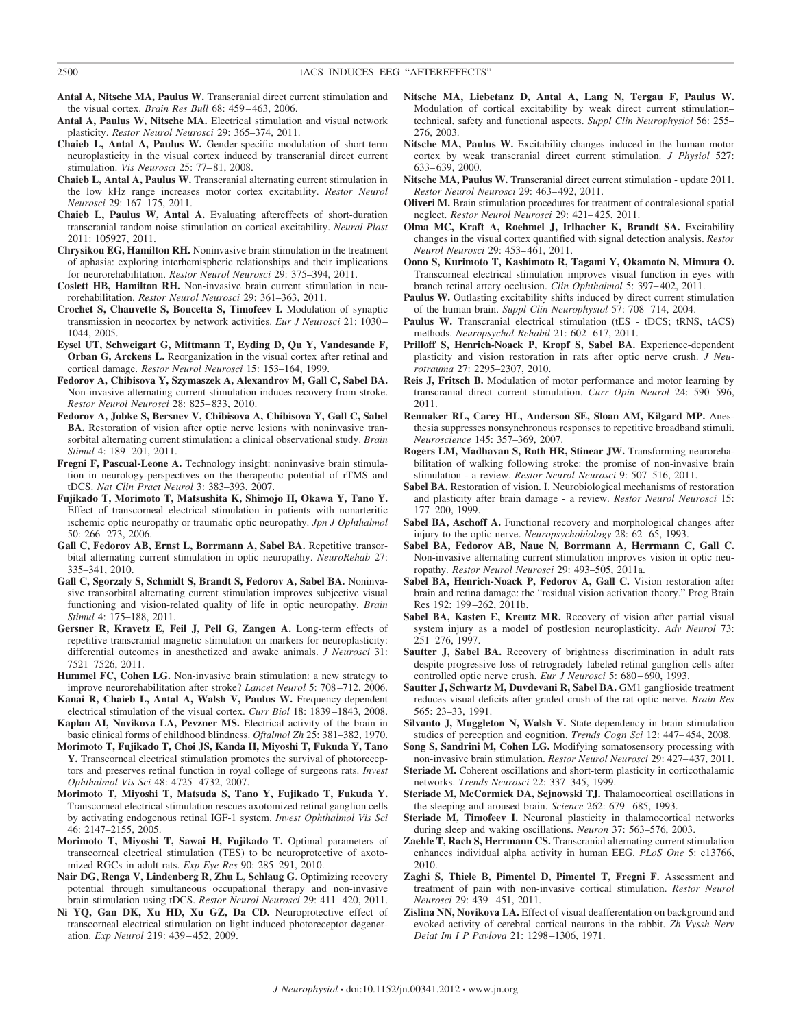**Antal A, Nitsche MA, Paulus W.** Transcranial direct current stimulation and the visual cortex. *Brain Res Bull* 68: 459–463, 2006.

**Antal A, Paulus W, Nitsche MA.** Electrical stimulation and visual network plasticity. *Restor Neurol Neurosci* 29: 365–374, 2011.

**Chaieb L, Antal A, Paulus W.** Gender-specific modulation of short-term neuroplasticity in the visual cortex induced by transcranial direct current stimulation. *Vis Neurosci* 25: 77–81, 2008.

**Chaieb L, Antal A, Paulus W.** Transcranial alternating current stimulation in the low kHz range increases motor cortex excitability. *Restor Neurol Neurosci* 29: 167–175, 2011.

**Chaieb L, Paulus W, Antal A.** Evaluating aftereffects of short-duration transcranial random noise stimulation on cortical excitability. *Neural Plast* 2011: 105927, 2011.

**Chrysikou EG, Hamilton RH.** Noninvasive brain stimulation in the treatment of aphasia: exploring interhemispheric relationships and their implications for neurorehabilitation. *Restor Neurol Neurosci* 29: 375–394, 2011.

**Coslett HB, Hamilton RH.** Non-invasive brain current stimulation in neurorehabilitation. *Restor Neurol Neurosci* 29: 361–363, 2011.

**Crochet S, Chauvette S, Boucetta S, Timofeev I.** Modulation of synaptic transmission in neocortex by network activities. *Eur J Neurosci* 21: 1030–1044, 2005.

**Eysel UT, Schweigart G, Mittmann T, Eyding D, Qu Y, Vandesande F, Orban G, Arckens L.** Reorganization in the visual cortex after retinal and cortical damage. *Restor Neurol Neurosci* 15: 153–164, 1999.

**Fedorov A, Chibisova Y, Szymaszek A, Alexandrov M, Gall C, Sabel BA.** Non-invasive alternating current stimulation induces recovery from stroke. *Restor Neurol Neurosci* 28: 825–833, 2010.

**Fedorov A, Jobke S, Bersnev V, Chibisova A, Chibisova Y, Gall C, Sabel BA.** Restoration of vision after optic nerve lesions with noninvasive transorbital alternating current stimulation: a clinical observational study. *Brain Stimul* 4: 189–201, 2011.

**Fregni F, Pascual-Leone A.** Technology insight: noninvasive brain stimulation in neurology-perspectives on the therapeutic potential of rTMS and tDCS. *Nat Clin Pract Neurol* 3: 383–393, 2007.

**Fujikado T, Morimoto T, Matsushita K, Shimojo H, Okawa Y, Tano Y.** Effect of transcorneal electrical stimulation in patients with nonarteritic ischemic optic neuropathy or traumatic optic neuropathy. *Jpn J Ophthalmol* 50: 266–273, 2006.

**Gall C, Fedorov AB, Ernst L, Borrmann A, Sabel BA.** Repetitive transorbital alternating current stimulation in optic neuropathy. *NeuroRehab* 27: 335–341, 2010.

**Gall C, Sgorzaly S, Schmidt S, Brandt S, Fedorov A, Sabel BA.** Noninvasive transorbital alternating current stimulation improves subjective visual functioning and vision-related quality of life in optic neuropathy. *Brain Stimul* 4: 175–188, 2011.

**Gersner R, Kravetz E, Feil J, Pell G, Zangen A.** Long-term effects of repetitive transcranial magnetic stimulation on markers for neuroplasticity: differential outcomes in anesthetized and awake animals. *J Neurosci* 31: 7521–7526, 2011.

**Hummel FC, Cohen LG.** Non-invasive brain stimulation: a new strategy to improve neurorehabilitation after stroke? *Lancet Neurol* 5: 708–712, 2006.

**Kanai R, Chaieb L, Antal A, Walsh V, Paulus W.** Frequency-dependent electrical stimulation of the visual cortex. *Curr Biol* 18: 1839–1843, 2008.

**Kaplan AI, Novikova LA, Pevzner MS.** Electrical activity of the brain in basic clinical forms of childhood blindness. *Oftalmol Zh* 25: 381–382, 1970.

**Morimoto T, Fujikado T, Choi JS, Kanda H, Miyoshi T, Fukuda Y, Tano Y.** Transcorneal electrical stimulation promotes the survival of photoreceptors and preserves retinal function in royal college of surgeons rats. *Invest Ophthalmol Vis Sci* 48: 4725–4732, 2007.

**Morimoto T, Miyoshi T, Matsuda S, Tano Y, Fujikado T, Fukuda Y.** Transcorneal electrical stimulation rescues axotomized retinal ganglion cells by activating endogenous retinal IGF-1 system. *Invest Ophthalmol Vis Sci* 46: 2147–2155, 2005.

**Morimoto T, Miyoshi T, Sawai H, Fujikado T.** Optimal parameters of transcorneal electrical stimulation (TES) to be neuroprotective of axotomized RGCs in adult rats. *Exp Eye Res* 90: 285–291, 2010.

**Nair DG, Renga V, Lindenberg R, Zhu L, Schlaug G.** Optimizing recovery potential through simultaneous occupational therapy and non-invasive brain-stimulation using tDCS. *Restor Neurol Neurosci* 29: 411–420, 2011.

**Ni YQ, Gan DK, Xu HD, Xu GZ, Da CD.** Neuroprotective effect of transcorneal electrical stimulation on light-induced photoreceptor degeneration. *Exp Neurol* 219: 439–452, 2009.

**Nitsche MA, Liebetanz D, Antal A, Lang N, Tergau F, Paulus W.** Modulation of cortical excitability by weak direct current stimulation–technical, safety and functional aspects. *Suppl Clin Neurophysiol* 56: 255–276, 2003.

**Nitsche MA, Paulus W.** Excitability changes induced in the human motor cortex by weak transcranial direct current stimulation. *J Physiol* 527: 633–639, 2000.

**Nitsche MA, Paulus W.** Transcranial direct current stimulation - update 2011. *Restor Neurol Neurosci* 29: 463–492, 2011.

**Oliveri M.** Brain stimulation procedures for treatment of contralesional spatial neglect. *Restor Neurol Neurosci* 29: 421–425, 2011.

**Olma MC, Kraft A, Roehmel J, Irlbacher K, Brandt SA.** Excitability changes in the visual cortex quantified with signal detection analysis. *Restor Neurol Neurosci* 29: 453–461, 2011.

**Oono S, Kurimoto T, Kashimoto R, Tagami Y, Okamoto N, Mimura O.** Transcorneal electrical stimulation improves visual function in eyes with branch retinal artery occlusion. *Clin Ophthalmol* 5: 397–402, 2011.

**Paulus W.** Outlasting excitability shifts induced by direct current stimulation of the human brain. *Suppl Clin Neurophysiol* 57: 708–714, 2004.

**Paulus W.** Transcranial electrical stimulation (tES - tDCS; tRNS, tACS) methods. *Neuropsychol Rehabil* 21: 602–617, 2011.

**Prilloff S, Henrich-Noack P, Kropf S, Sabel BA.** Experience-dependent plasticity and vision restoration in rats after optic nerve crush. *J Neurotrauma* 27: 2295–2307, 2010.

**Reis J, Fritsch B.** Modulation of motor performance and motor learning by transcranial direct current stimulation. *Curr Opin Neurol* 24: 590–596, 2011.

**Rennaker RL, Carey HL, Anderson SE, Sloan AM, Kilgard MP.** Anesthesia suppresses nonsynchronous responses to repetitive broadband stimuli. *Neuroscience* 145: 357–369, 2007.

**Rogers LM, Madhavan S, Roth HR, Stinear JW.** Transforming neurorehabilitation of walking following stroke: the promise of non-invasive brain stimulation - a review. *Restor Neurol Neurosci* 9: 507–516, 2011.

**Sabel BA.** Restoration of vision. I. Neurobiological mechanisms of restoration and plasticity after brain damage - a review. *Restor Neurol Neurosci* 15: 177–200, 1999.

**Sabel BA, Aschoff A.** Functional recovery and morphological changes after injury to the optic nerve. *Neuropsychobiology* 28: 62–65, 1993.

**Sabel BA, Fedorov AB, Naue N, Borrmann A, Herrmann C, Gall C.** Non-invasive alternating current stimulation improves vision in optic neuropathy. *Restor Neurol Neurosci* 29: 493–505, 2011a.

**Sabel BA, Henrich-Noack P, Fedorov A, Gall C.** Vision restoration after brain and retina damage: the "residual vision activation theory." Prog Brain Res 192: 199–262, 2011b.

**Sabel BA, Kasten E, Kreutz MR.** Recovery of vision after partial visual system injury as a model of postlesion neuroplasticity. *Adv Neurol* 73: 251–276, 1997.

**Sautter J, Sabel BA.** Recovery of brightness discrimination in adult rats despite progressive loss of retrogradely labeled retinal ganglion cells after controlled optic nerve crush. *Eur J Neurosci* 5: 680–690, 1993.

**Sautter J, Schwartz M, Duvdevani R, Sabel BA.** GM1 ganglioside treatment reduces visual deficits after graded crush of the rat optic nerve. *Brain Res* 565: 23–33, 1991.

**Silvanto J, Muggleton N, Walsh V.** State-dependency in brain stimulation studies of perception and cognition. *Trends Cogn Sci* 12: 447–454, 2008.

**Song S, Sandrini M, Cohen LG.** Modifying somatosensory processing with non-invasive brain stimulation. *Restor Neurol Neurosci* 29: 427–437, 2011.

**Steriade M.** Coherent oscillations and short-term plasticity in corticothalamic networks. *Trends Neurosci* 22: 337–345, 1999.

**Steriade M, McCormick DA, Sejnowski TJ.** Thalamocortical oscillations in the sleeping and aroused brain. *Science* 262: 679–685, 1993.

**Steriade M, Timofeev I.** Neuronal plasticity in thalamocortical networks during sleep and waking oscillations. *Neuron* 37: 563–576, 2003.

**Zaehle T, Rach S, Herrmann CS.** Transcranial alternating current stimulation enhances individual alpha activity in human EEG. *PLoS One* 5: e13766, 2010.

**Zaghi S, Thiele B, Pimentel D, Pimentel T, Fregni F.** Assessment and treatment of pain with non-invasive cortical stimulation. *Restor Neurol Neurosci* 29: 439–451, 2011.

**Zislina NN, Novikova LA.** Effect of visual deafferentation on background and evoked activity of cerebral cortical neurons in the rabbit. *Zh Vyssh Nerv Deiat Im I P Pavlova* 21: 1298–1306, 1971.